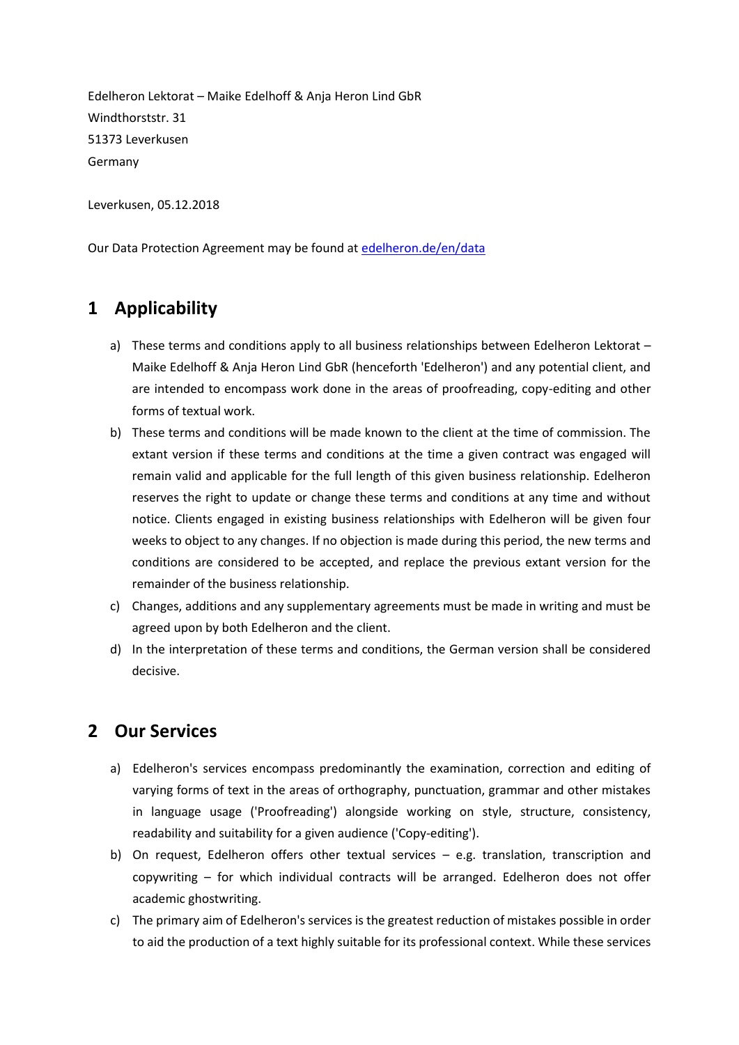Edelheron Lektorat – Maike Edelhoff & Anja Heron Lind GbR
Windthorststr. 31
51373 Leverkusen
Germany

Leverkusen, 05.12.2018

Our Data Protection Agreement may be found at [edelheron.de/en/data](edelheron.de/en/data)

## 1 Applicability

a) These terms and conditions apply to all business relationships between Edelheron Lektorat – Maike Edelhoff & Anja Heron Lind GbR (henceforth 'Edelheron') and any potential client, and are intended to encompass work done in the areas of proofreading, copy-editing and other forms of textual work.

b) These terms and conditions will be made known to the client at the time of commission. The extant version if these terms and conditions at the time a given contract was engaged will remain valid and applicable for the full length of this given business relationship. Edelheron reserves the right to update or change these terms and conditions at any time and without notice. Clients engaged in existing business relationships with Edelheron will be given four weeks to object to any changes. If no objection is made during this period, the new terms and conditions are considered to be accepted, and replace the previous extant version for the remainder of the business relationship.

c) Changes, additions and any supplementary agreements must be made in writing and must be agreed upon by both Edelheron and the client.

d) In the interpretation of these terms and conditions, the German version shall be considered decisive.

## 2 Our Services

a) Edelheron's services encompass predominantly the examination, correction and editing of varying forms of text in the areas of orthography, punctuation, grammar and other mistakes in language usage ('Proofreading') alongside working on style, structure, consistency, readability and suitability for a given audience ('Copy-editing').

b) On request, Edelheron offers other textual services – e.g. translation, transcription and copywriting – for which individual contracts will be arranged. Edelheron does not offer academic ghostwriting.

c) The primary aim of Edelheron's services is the greatest reduction of mistakes possible in order to aid the production of a text highly suitable for its professional context. While these services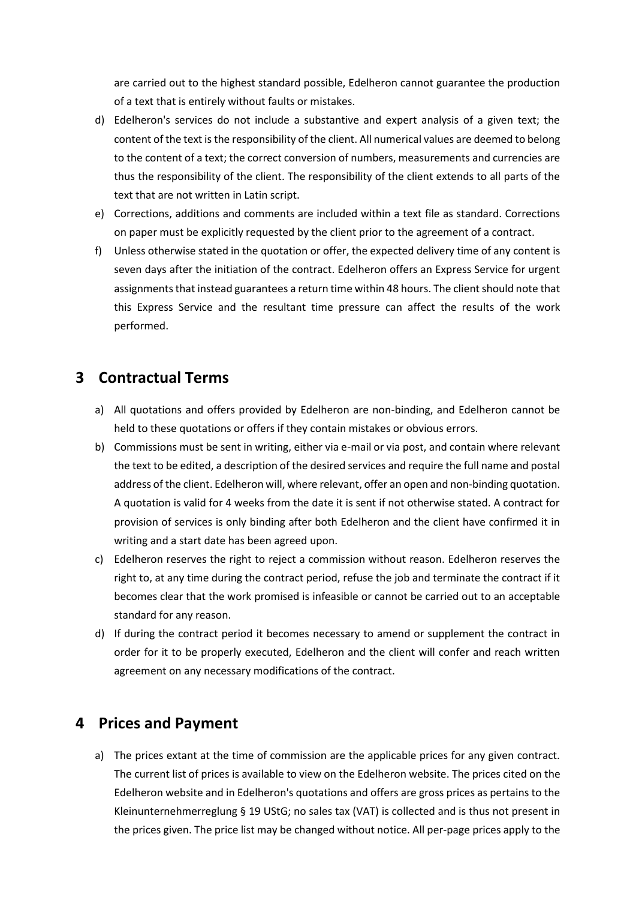are carried out to the highest standard possible, Edelheron cannot guarantee the production of a text that is entirely without faults or mistakes.

d) Edelheron's services do not include a substantive and expert analysis of a given text; the content of the text is the responsibility of the client. All numerical values are deemed to belong to the content of a text; the correct conversion of numbers, measurements and currencies are thus the responsibility of the client. The responsibility of the client extends to all parts of the text that are not written in Latin script.

e) Corrections, additions and comments are included within a text file as standard. Corrections on paper must be explicitly requested by the client prior to the agreement of a contract.

f) Unless otherwise stated in the quotation or offer, the expected delivery time of any content is seven days after the initiation of the contract. Edelheron offers an Express Service for urgent assignments that instead guarantees a return time within 48 hours. The client should note that this Express Service and the resultant time pressure can affect the results of the work performed.

## 3 Contractual Terms

a) All quotations and offers provided by Edelheron are non-binding, and Edelheron cannot be held to these quotations or offers if they contain mistakes or obvious errors.

b) Commissions must be sent in writing, either via e-mail or via post, and contain where relevant the text to be edited, a description of the desired services and require the full name and postal address of the client. Edelheron will, where relevant, offer an open and non-binding quotation. A quotation is valid for 4 weeks from the date it is sent if not otherwise stated. A contract for provision of services is only binding after both Edelheron and the client have confirmed it in writing and a start date has been agreed upon.

c) Edelheron reserves the right to reject a commission without reason. Edelheron reserves the right to, at any time during the contract period, refuse the job and terminate the contract if it becomes clear that the work promised is infeasible or cannot be carried out to an acceptable standard for any reason.

d) If during the contract period it becomes necessary to amend or supplement the contract in order for it to be properly executed, Edelheron and the client will confer and reach written agreement on any necessary modifications of the contract.

## 4 Prices and Payment

a) The prices extant at the time of commission are the applicable prices for any given contract. The current list of prices is available to view on the Edelheron website. The prices cited on the Edelheron website and in Edelheron's quotations and offers are gross prices as pertains to the Kleinunternehmerreglung § 19 UStG; no sales tax (VAT) is collected and is thus not present in the prices given. The price list may be changed without notice. All per-page prices apply to the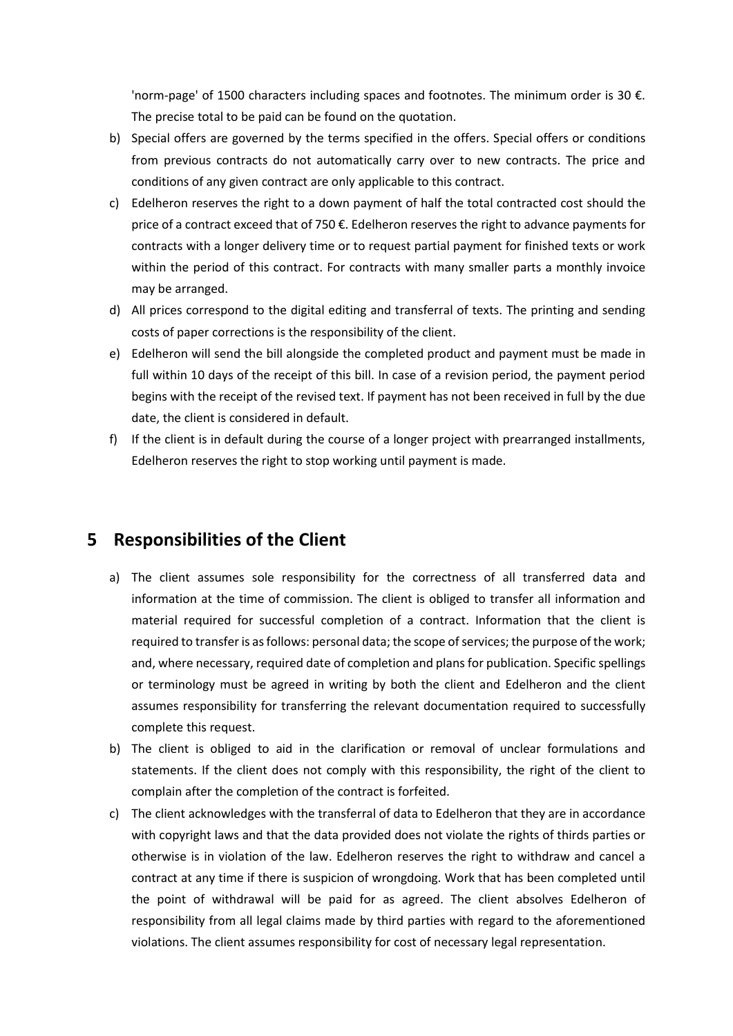'norm-page' of 1500 characters including spaces and footnotes. The minimum order is 30 €. The precise total to be paid can be found on the quotation.

b) Special offers are governed by the terms specified in the offers. Special offers or conditions from previous contracts do not automatically carry over to new contracts. The price and conditions of any given contract are only applicable to this contract.

c) Edelheron reserves the right to a down payment of half the total contracted cost should the price of a contract exceed that of 750 €. Edelheron reserves the right to advance payments for contracts with a longer delivery time or to request partial payment for finished texts or work within the period of this contract. For contracts with many smaller parts a monthly invoice may be arranged.

d) All prices correspond to the digital editing and transferral of texts. The printing and sending costs of paper corrections is the responsibility of the client.

e) Edelheron will send the bill alongside the completed product and payment must be made in full within 10 days of the receipt of this bill. In case of a revision period, the payment period begins with the receipt of the revised text. If payment has not been received in full by the due date, the client is considered in default.

f) If the client is in default during the course of a longer project with prearranged installments, Edelheron reserves the right to stop working until payment is made.

# 5 Responsibilities of the Client

a) The client assumes sole responsibility for the correctness of all transferred data and information at the time of commission. The client is obliged to transfer all information and material required for successful completion of a contract. Information that the client is required to transfer is as follows: personal data; the scope of services; the purpose of the work; and, where necessary, required date of completion and plans for publication. Specific spellings or terminology must be agreed in writing by both the client and Edelheron and the client assumes responsibility for transferring the relevant documentation required to successfully complete this request.

b) The client is obliged to aid in the clarification or removal of unclear formulations and statements. If the client does not comply with this responsibility, the right of the client to complain after the completion of the contract is forfeited.

c) The client acknowledges with the transferral of data to Edelheron that they are in accordance with copyright laws and that the data provided does not violate the rights of thirds parties or otherwise is in violation of the law. Edelheron reserves the right to withdraw and cancel a contract at any time if there is suspicion of wrongdoing. Work that has been completed until the point of withdrawal will be paid for as agreed. The client absolves Edelheron of responsibility from all legal claims made by third parties with regard to the aforementioned violations. The client assumes responsibility for cost of necessary legal representation.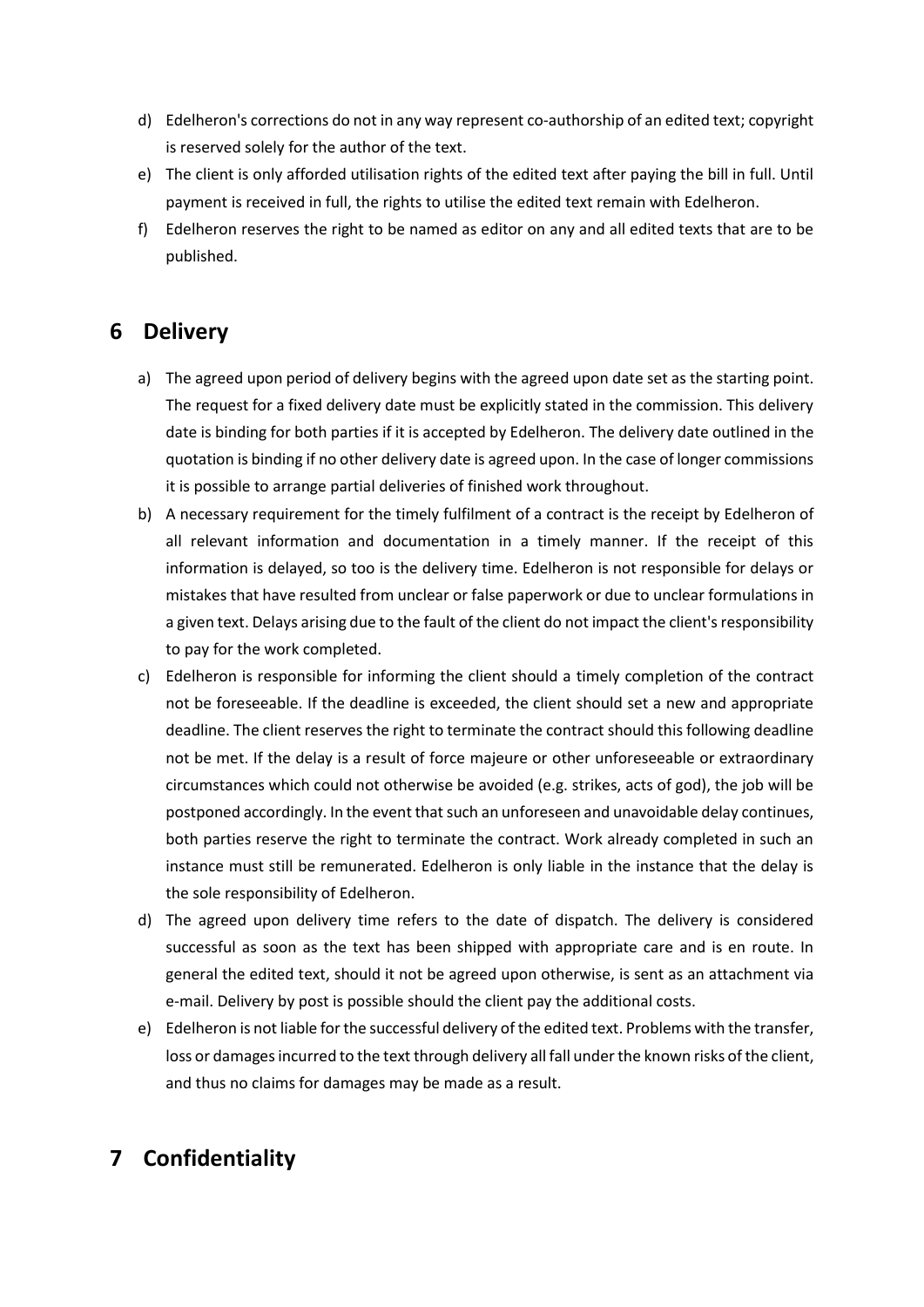d) Edelheron's corrections do not in any way represent co-authorship of an edited text; copyright is reserved solely for the author of the text.
e) The client is only afforded utilisation rights of the edited text after paying the bill in full. Until payment is received in full, the rights to utilise the edited text remain with Edelheron.
f) Edelheron reserves the right to be named as editor on any and all edited texts that are to be published.

# 6 Delivery

a) The agreed upon period of delivery begins with the agreed upon date set as the starting point. The request for a fixed delivery date must be explicitly stated in the commission. This delivery date is binding for both parties if it is accepted by Edelheron. The delivery date outlined in the quotation is binding if no other delivery date is agreed upon. In the case of longer commissions it is possible to arrange partial deliveries of finished work throughout.
b) A necessary requirement for the timely fulfilment of a contract is the receipt by Edelheron of all relevant information and documentation in a timely manner. If the receipt of this information is delayed, so too is the delivery time. Edelheron is not responsible for delays or mistakes that have resulted from unclear or false paperwork or due to unclear formulations in a given text. Delays arising due to the fault of the client do not impact the client's responsibility to pay for the work completed.
c) Edelheron is responsible for informing the client should a timely completion of the contract not be foreseeable. If the deadline is exceeded, the client should set a new and appropriate deadline. The client reserves the right to terminate the contract should this following deadline not be met. If the delay is a result of force majeure or other unforeseeable or extraordinary circumstances which could not otherwise be avoided (e.g. strikes, acts of god), the job will be postponed accordingly. In the event that such an unforeseen and unavoidable delay continues, both parties reserve the right to terminate the contract. Work already completed in such an instance must still be remunerated. Edelheron is only liable in the instance that the delay is the sole responsibility of Edelheron.
d) The agreed upon delivery time refers to the date of dispatch. The delivery is considered successful as soon as the text has been shipped with appropriate care and is en route. In general the edited text, should it not be agreed upon otherwise, is sent as an attachment via e-mail. Delivery by post is possible should the client pay the additional costs.
e) Edelheron is not liable for the successful delivery of the edited text. Problems with the transfer, loss or damages incurred to the text through delivery all fall under the known risks of the client, and thus no claims for damages may be made as a result.

# 7 Confidentiality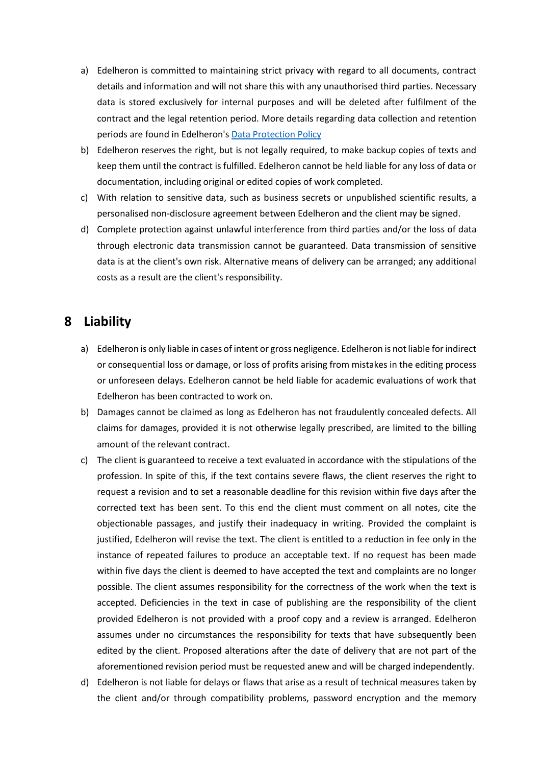a) Edelheron is committed to maintaining strict privacy with regard to all documents, contract details and information and will not share this with any unauthorised third parties. Necessary data is stored exclusively for internal purposes and will be deleted after fulfilment of the contract and the legal retention period. More details regarding data collection and retention periods are found in Edelheron's Data Protection Policy

b) Edelheron reserves the right, but is not legally required, to make backup copies of texts and keep them until the contract is fulfilled. Edelheron cannot be held liable for any loss of data or documentation, including original or edited copies of work completed.

c) With relation to sensitive data, such as business secrets or unpublished scientific results, a personalised non-disclosure agreement between Edelheron and the client may be signed.

d) Complete protection against unlawful interference from third parties and/or the loss of data through electronic data transmission cannot be guaranteed. Data transmission of sensitive data is at the client's own risk. Alternative means of delivery can be arranged; any additional costs as a result are the client's responsibility.

## 8 Liability

a) Edelheron is only liable in cases of intent or gross negligence. Edelheron is not liable for indirect or consequential loss or damage, or loss of profits arising from mistakes in the editing process or unforeseen delays. Edelheron cannot be held liable for academic evaluations of work that Edelheron has been contracted to work on.

b) Damages cannot be claimed as long as Edelheron has not fraudulently concealed defects. All claims for damages, provided it is not otherwise legally prescribed, are limited to the billing amount of the relevant contract.

c) The client is guaranteed to receive a text evaluated in accordance with the stipulations of the profession. In spite of this, if the text contains severe flaws, the client reserves the right to request a revision and to set a reasonable deadline for this revision within five days after the corrected text has been sent. To this end the client must comment on all notes, cite the objectionable passages, and justify their inadequacy in writing. Provided the complaint is justified, Edelheron will revise the text. The client is entitled to a reduction in fee only in the instance of repeated failures to produce an acceptable text. If no request has been made within five days the client is deemed to have accepted the text and complaints are no longer possible. The client assumes responsibility for the correctness of the work when the text is accepted. Deficiencies in the text in case of publishing are the responsibility of the client provided Edelheron is not provided with a proof copy and a review is arranged. Edelheron assumes under no circumstances the responsibility for texts that have subsequently been edited by the client. Proposed alterations after the date of delivery that are not part of the aforementioned revision period must be requested anew and will be charged independently.

d) Edelheron is not liable for delays or flaws that arise as a result of technical measures taken by the client and/or through compatibility problems, password encryption and the memory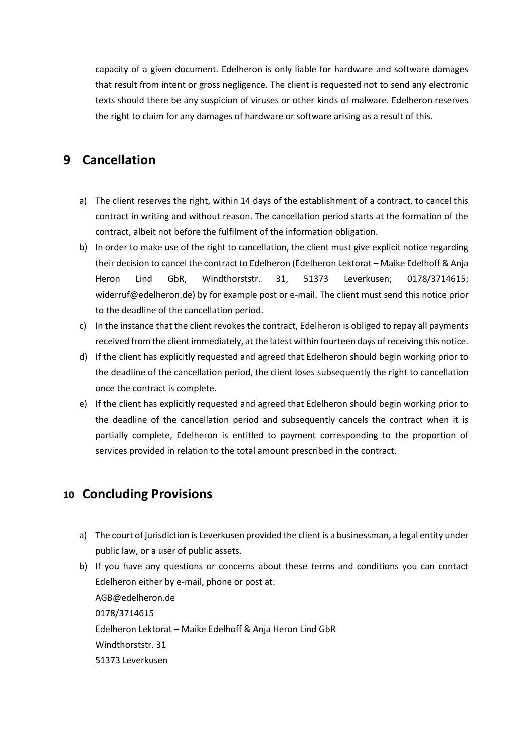capacity of a given document. Edelheron is only liable for hardware and software damages that result from intent or gross negligence. The client is requested not to send any electronic texts should there be any suspicion of viruses or other kinds of malware. Edelheron reserves the right to claim for any damages of hardware or software arising as a result of this.

## 9 Cancellation

a) The client reserves the right, within 14 days of the establishment of a contract, to cancel this contract in writing and without reason. The cancellation period starts at the formation of the contract, albeit not before the fulfilment of the information obligation.

b) In order to make use of the right to cancellation, the client must give explicit notice regarding their decision to cancel the contract to Edelheron (Edelheron Lektorat – Maike Edelhoff & Anja Heron Lind GbR, Windthorststr. 31, 51373 Leverkusen; 0178/3714615; widerruf@edelheron.de) by for example post or e-mail. The client must send this notice prior to the deadline of the cancellation period.

c) In the instance that the client revokes the contract, Edelheron is obliged to repay all payments received from the client immediately, at the latest within fourteen days of receiving this notice.

d) If the client has explicitly requested and agreed that Edelheron should begin working prior to the deadline of the cancellation period, the client loses subsequently the right to cancellation once the contract is complete.

e) If the client has explicitly requested and agreed that Edelheron should begin working prior to the deadline of the cancellation period and subsequently cancels the contract when it is partially complete, Edelheron is entitled to payment corresponding to the proportion of services provided in relation to the total amount prescribed in the contract.

## 10 Concluding Provisions

a) The court of jurisdiction is Leverkusen provided the client is a businessman, a legal entity under public law, or a user of public assets.

b) If you have any questions or concerns about these terms and conditions you can contact Edelheron either by e-mail, phone or post at:
AGB@edelheron.de
0178/3714615
Edelheron Lektorat – Maike Edelhoff & Anja Heron Lind GbR
Windthorststr. 31
51373 Leverkusen